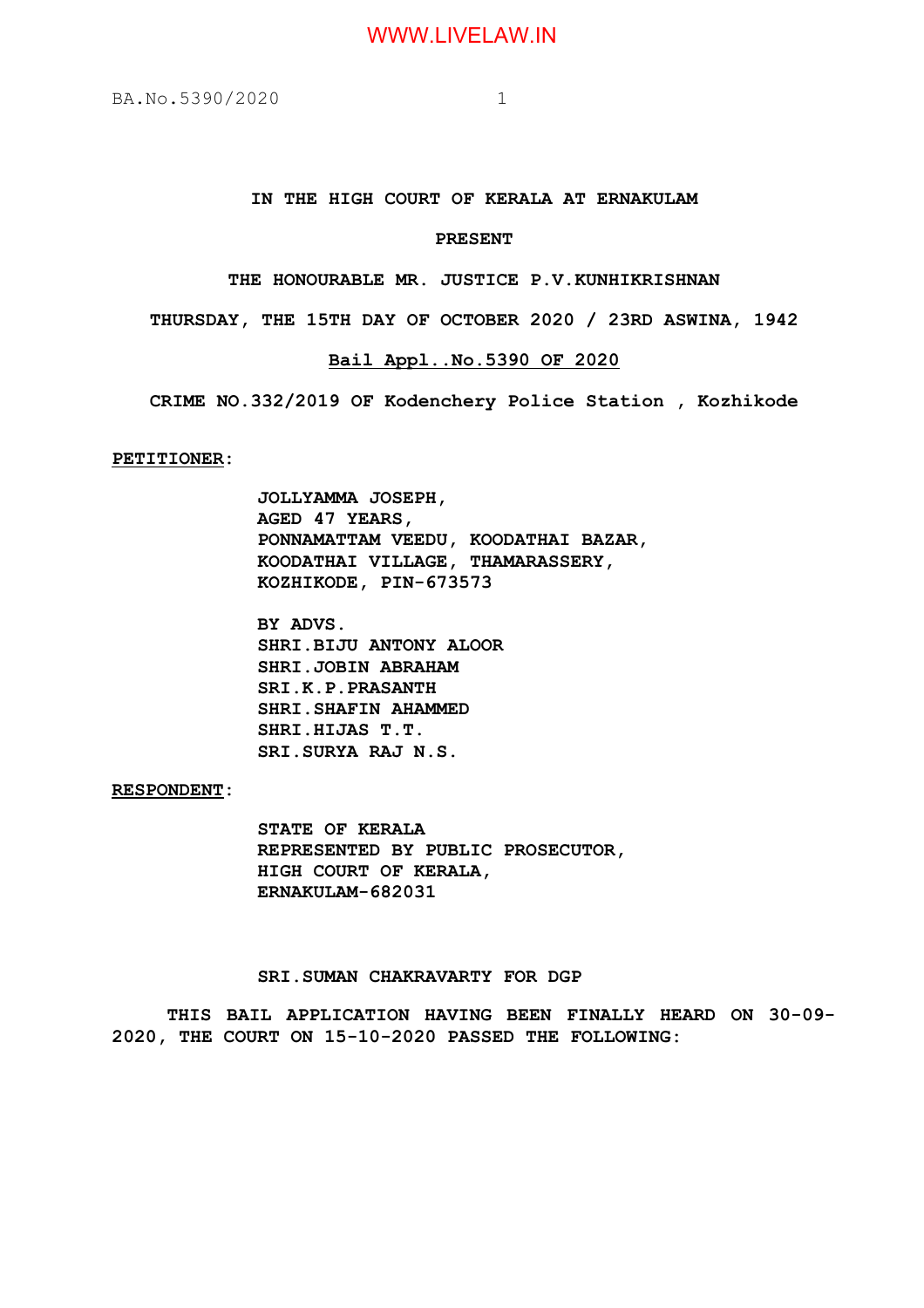**IN THE HIGH COURT OF KERALA AT ERNAKULAM**

**PRESENT**

**THE HONOURABLE MR. JUSTICE P.V.KUNHIKRISHNAN**

**THURSDAY, THE 15TH DAY OF OCTOBER 2020 / 23RD ASWINA, 1942**

**Bail Appl..No.5390 OF 2020**

**CRIME NO.332/2019 OF Kodenchery Police Station , Kozhikode**

**PETITIONER:**

> **JOLLYAMMA JOSEPH,**
> **AGED 47 YEARS,**
> **PONNAMATTAM VEEDU, KOODATHAI BAZAR,**
> **KOODATHAI VILLAGE, THAMARASSERY,**
> **KOZHIKODE, PIN-673573**
>
> **BY ADVS.**
> **SHRI.BIJU ANTONY ALOOR**
> **SHRI.JOBIN ABRAHAM**
> **SRI.K.P.PRASANTH**
> **SHRI.SHAFIN AHAMMED**
> **SHRI.HIJAS T.T.**
> **SRI.SURYA RAJ N.S.**

**RESPONDENT:**

> **STATE OF KERALA**
> **REPRESENTED BY PUBLIC PROSECUTOR,**
> **HIGH COURT OF KERALA,**
> **ERNAKULAM-682031**
>
> **SRI.SUMAN CHAKRAVARTY FOR DGP**

**THIS BAIL APPLICATION HAVING BEEN FINALLY HEARD ON 30-09-2020, THE COURT ON 15-10-2020 PASSED THE FOLLOWING:**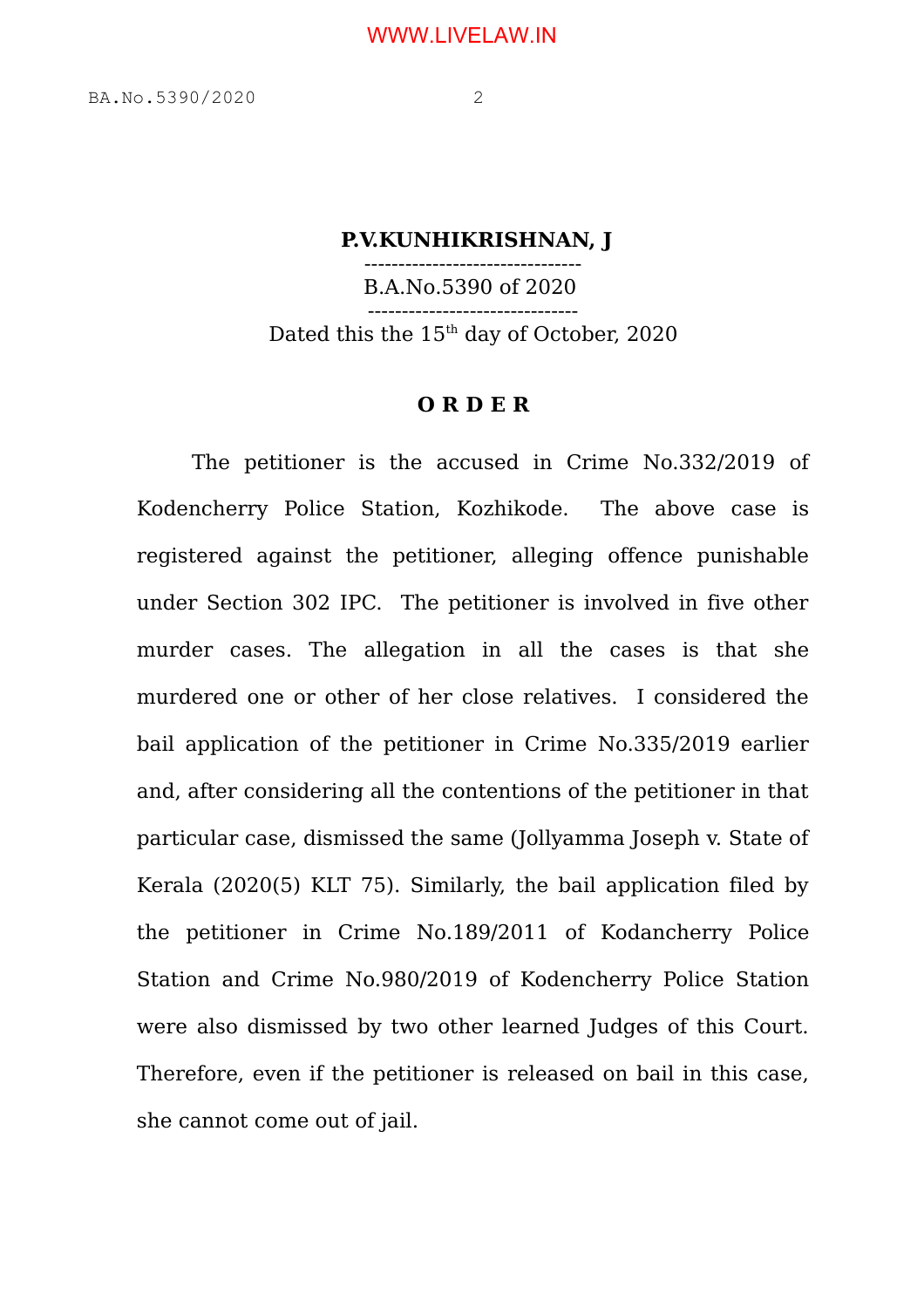**P.V.KUNHIKRISHNAN, J**

B.A.No.5390 of 2020

Dated this the 15th day of October, 2020

**O R D E R**

The petitioner is the accused in Crime No.332/2019 of Kodencherry Police Station, Kozhikode. The above case is registered against the petitioner, alleging offence punishable under Section 302 IPC. The petitioner is involved in five other murder cases. The allegation in all the cases is that she murdered one or other of her close relatives. I considered the bail application of the petitioner in Crime No.335/2019 earlier and, after considering all the contentions of the petitioner in that particular case, dismissed the same (Jollyamma Joseph v. State of Kerala (2020(5) KLT 75). Similarly, the bail application filed by the petitioner in Crime No.189/2011 of Kodancherry Police Station and Crime No.980/2019 of Kodencherry Police Station were also dismissed by two other learned Judges of this Court. Therefore, even if the petitioner is released on bail in this case, she cannot come out of jail.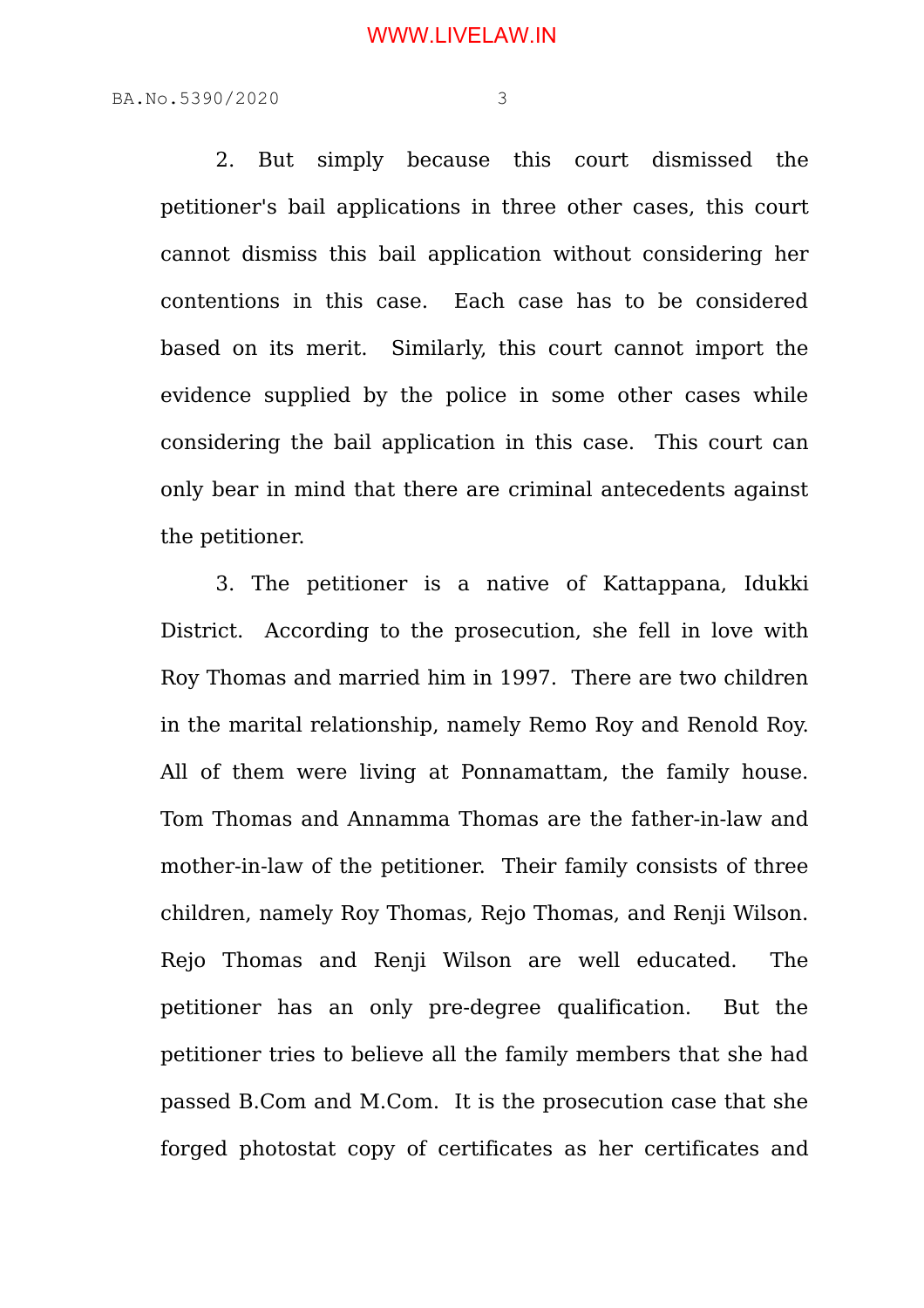2. But simply because this court dismissed the petitioner's bail applications in three other cases, this court cannot dismiss this bail application without considering her contentions in this case. Each case has to be considered based on its merit. Similarly, this court cannot import the evidence supplied by the police in some other cases while considering the bail application in this case. This court can only bear in mind that there are criminal antecedents against the petitioner.

3. The petitioner is a native of Kattappana, Idukki District. According to the prosecution, she fell in love with Roy Thomas and married him in 1997. There are two children in the marital relationship, namely Remo Roy and Renold Roy. All of them were living at Ponnamattam, the family house. Tom Thomas and Annamma Thomas are the father-in-law and mother-in-law of the petitioner. Their family consists of three children, namely Roy Thomas, Rejo Thomas, and Renji Wilson. Rejo Thomas and Renji Wilson are well educated. The petitioner has an only pre-degree qualification. But the petitioner tries to believe all the family members that she had passed B.Com and M.Com. It is the prosecution case that she forged photostat copy of certificates as her certificates and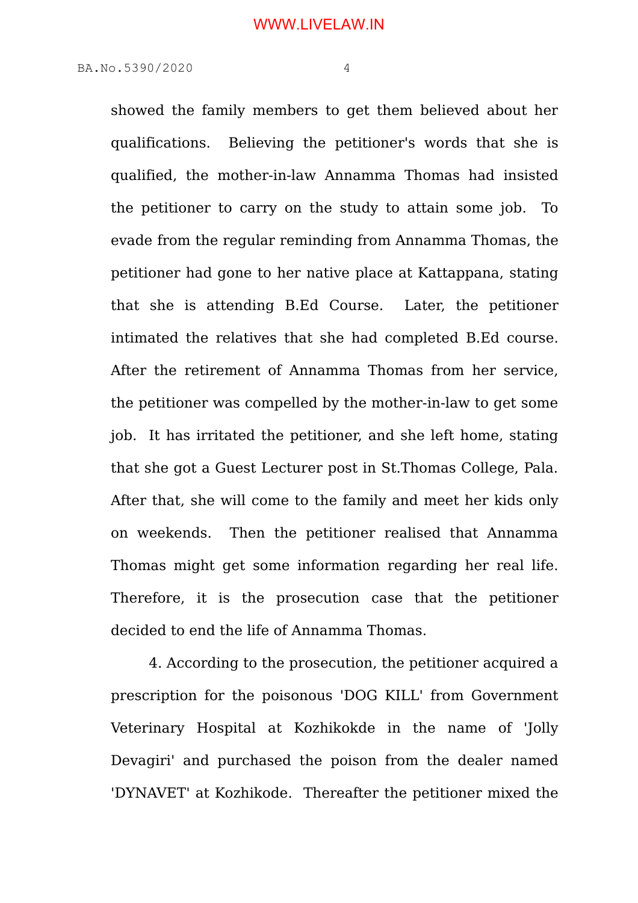showed the family members to get them believed about her qualifications. Believing the petitioner's words that she is qualified, the mother-in-law Annamma Thomas had insisted the petitioner to carry on the study to attain some job. To evade from the regular reminding from Annamma Thomas, the petitioner had gone to her native place at Kattappana, stating that she is attending B.Ed Course. Later, the petitioner intimated the relatives that she had completed B.Ed course. After the retirement of Annamma Thomas from her service, the petitioner was compelled by the mother-in-law to get some job. It has irritated the petitioner, and she left home, stating that she got a Guest Lecturer post in St.Thomas College, Pala. After that, she will come to the family and meet her kids only on weekends. Then the petitioner realised that Annamma Thomas might get some information regarding her real life. Therefore, it is the prosecution case that the petitioner decided to end the life of Annamma Thomas.

4. According to the prosecution, the petitioner acquired a prescription for the poisonous 'DOG KILL' from Government Veterinary Hospital at Kozhikokde in the name of 'Jolly Devagiri' and purchased the poison from the dealer named 'DYNAVET' at Kozhikode. Thereafter the petitioner mixed the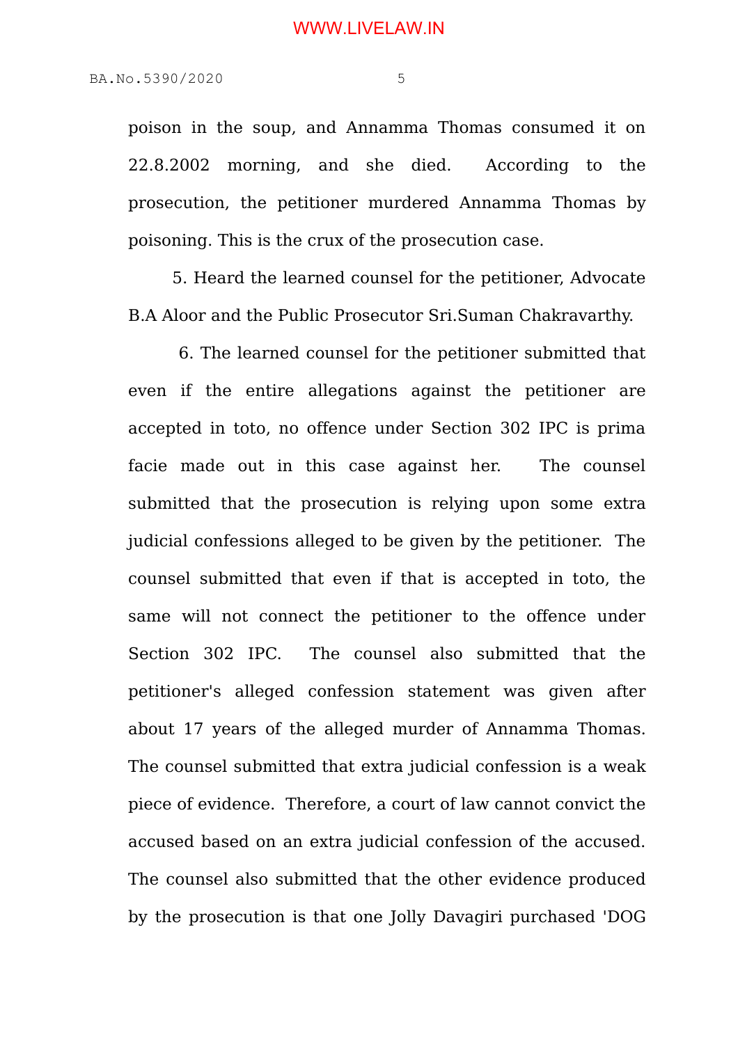poison in the soup, and Annamma Thomas consumed it on 22.8.2002 morning, and she died. According to the prosecution, the petitioner murdered Annamma Thomas by poisoning. This is the crux of the prosecution case.

5. Heard the learned counsel for the petitioner, Advocate B.A Aloor and the Public Prosecutor Sri.Suman Chakravarthy.

6. The learned counsel for the petitioner submitted that even if the entire allegations against the petitioner are accepted in toto, no offence under Section 302 IPC is prima facie made out in this case against her. The counsel submitted that the prosecution is relying upon some extra judicial confessions alleged to be given by the petitioner. The counsel submitted that even if that is accepted in toto, the same will not connect the petitioner to the offence under Section 302 IPC. The counsel also submitted that the petitioner's alleged confession statement was given after about 17 years of the alleged murder of Annamma Thomas. The counsel submitted that extra judicial confession is a weak piece of evidence. Therefore, a court of law cannot convict the accused based on an extra judicial confession of the accused. The counsel also submitted that the other evidence produced by the prosecution is that one Jolly Davagiri purchased 'DOG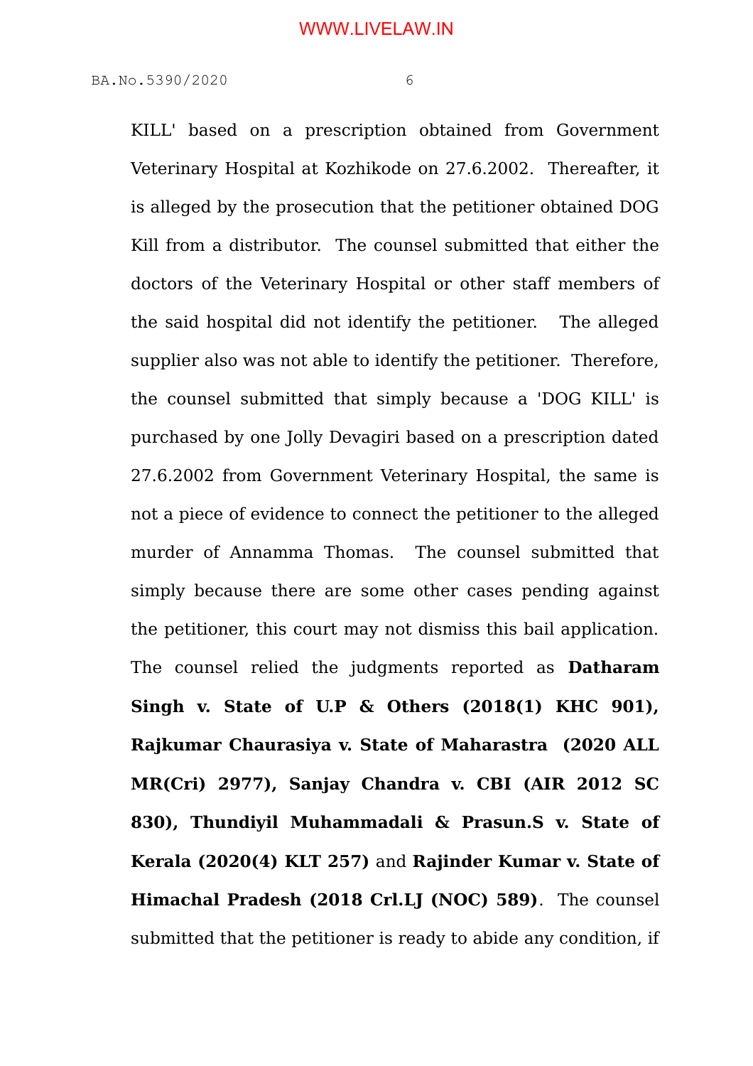KILL' based on a prescription obtained from Government Veterinary Hospital at Kozhikode on 27.6.2002. Thereafter, it is alleged by the prosecution that the petitioner obtained DOG Kill from a distributor. The counsel submitted that either the doctors of the Veterinary Hospital or other staff members of the said hospital did not identify the petitioner. The alleged supplier also was not able to identify the petitioner. Therefore, the counsel submitted that simply because a 'DOG KILL' is purchased by one Jolly Devagiri based on a prescription dated 27.6.2002 from Government Veterinary Hospital, the same is not a piece of evidence to connect the petitioner to the alleged murder of Annamma Thomas. The counsel submitted that simply because there are some other cases pending against the petitioner, this court may not dismiss this bail application. The counsel relied the judgments reported as **Datharam Singh v. State of U.P & Others (2018(1) KHC 901), Rajkumar Chaurasiya v. State of Maharastra (2020 ALL MR(Cri) 2977), Sanjay Chandra v. CBI (AIR 2012 SC 830), Thundiyil Muhammadali & Prasun.S v. State of Kerala (2020(4) KLT 257)** and **Rajinder Kumar v. State of Himachal Pradesh (2018 Crl.LJ (NOC) 589)**. The counsel submitted that the petitioner is ready to abide any condition, if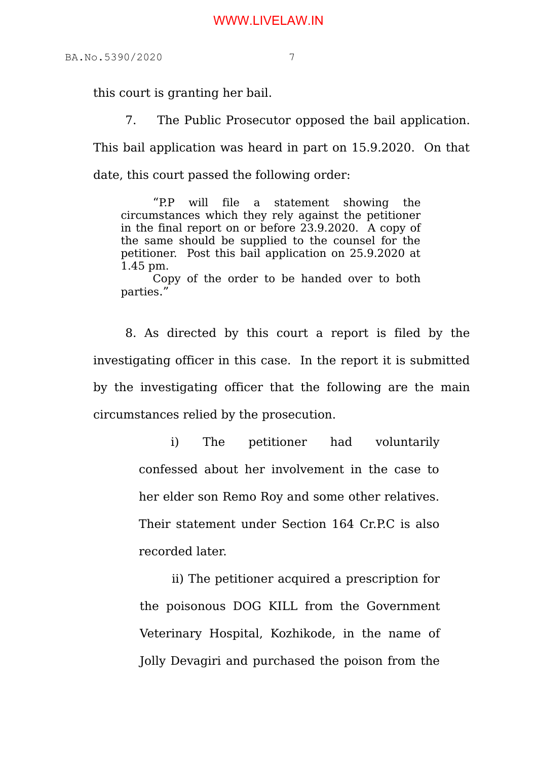this court is granting her bail.

7. The Public Prosecutor opposed the bail application. This bail application was heard in part on 15.9.2020. On that date, this court passed the following order:

> "P.P will file a statement showing the circumstances which they rely against the petitioner in the final report on or before 23.9.2020. A copy of the same should be supplied to the counsel for the petitioner. Post this bail application on 25.9.2020 at 1.45 pm.
>
> Copy of the order to be handed over to both parties."

8. As directed by this court a report is filed by the investigating officer in this case. In the report it is submitted by the investigating officer that the following are the main circumstances relied by the prosecution.

> i) The petitioner had voluntarily confessed about her involvement in the case to her elder son Remo Roy and some other relatives. Their statement under Section 164 Cr.P.C is also recorded later.
>
> ii) The petitioner acquired a prescription for the poisonous DOG KILL from the Government Veterinary Hospital, Kozhikode, in the name of Jolly Devagiri and purchased the poison from the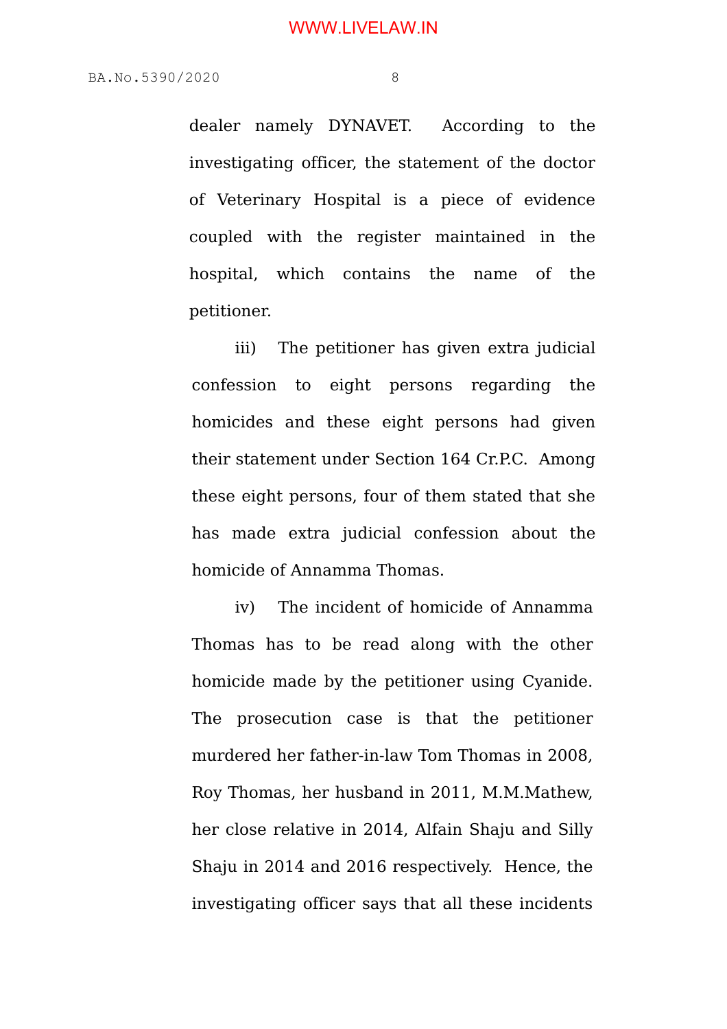dealer namely DYNAVET. According to the investigating officer, the statement of the doctor of Veterinary Hospital is a piece of evidence coupled with the register maintained in the hospital, which contains the name of the petitioner.

iii) The petitioner has given extra judicial confession to eight persons regarding the homicides and these eight persons had given their statement under Section 164 Cr.P.C. Among these eight persons, four of them stated that she has made extra judicial confession about the homicide of Annamma Thomas.

iv) The incident of homicide of Annamma Thomas has to be read along with the other homicide made by the petitioner using Cyanide. The prosecution case is that the petitioner murdered her father-in-law Tom Thomas in 2008, Roy Thomas, her husband in 2011, M.M.Mathew, her close relative in 2014, Alfain Shaju and Silly Shaju in 2014 and 2016 respectively. Hence, the investigating officer says that all these incidents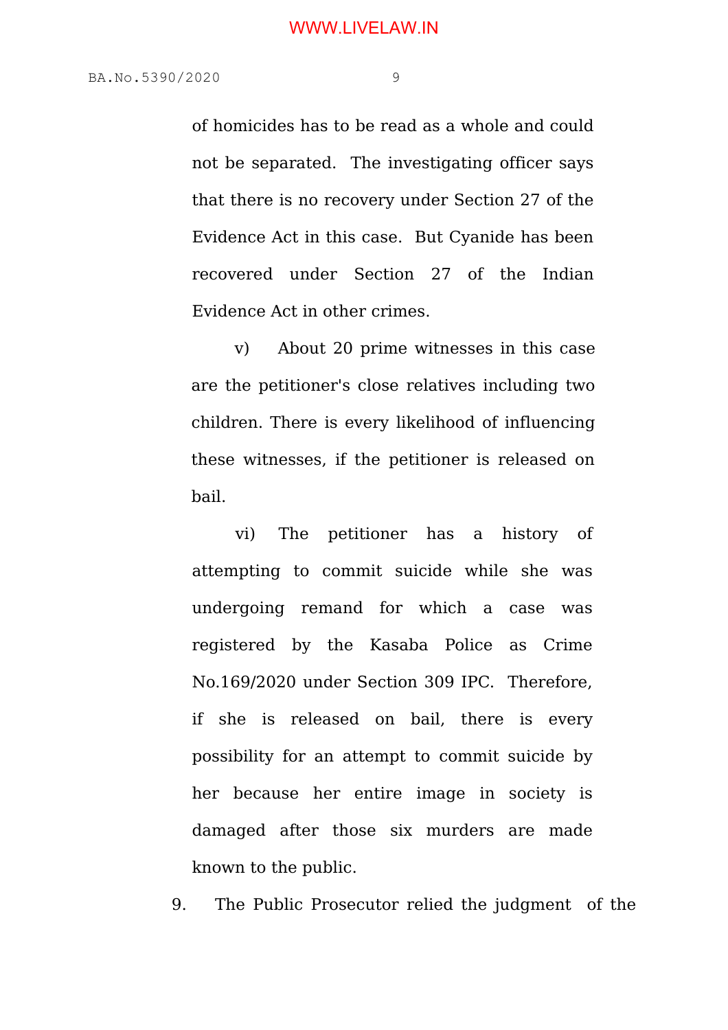of homicides has to be read as a whole and could not be separated. The investigating officer says that there is no recovery under Section 27 of the Evidence Act in this case. But Cyanide has been recovered under Section 27 of the Indian Evidence Act in other crimes.

v) About 20 prime witnesses in this case are the petitioner's close relatives including two children. There is every likelihood of influencing these witnesses, if the petitioner is released on bail.

vi) The petitioner has a history of attempting to commit suicide while she was undergoing remand for which a case was registered by the Kasaba Police as Crime No.169/2020 under Section 309 IPC. Therefore, if she is released on bail, there is every possibility for an attempt to commit suicide by her because her entire image in society is damaged after those six murders are made known to the public.

9. The Public Prosecutor relied the judgment of the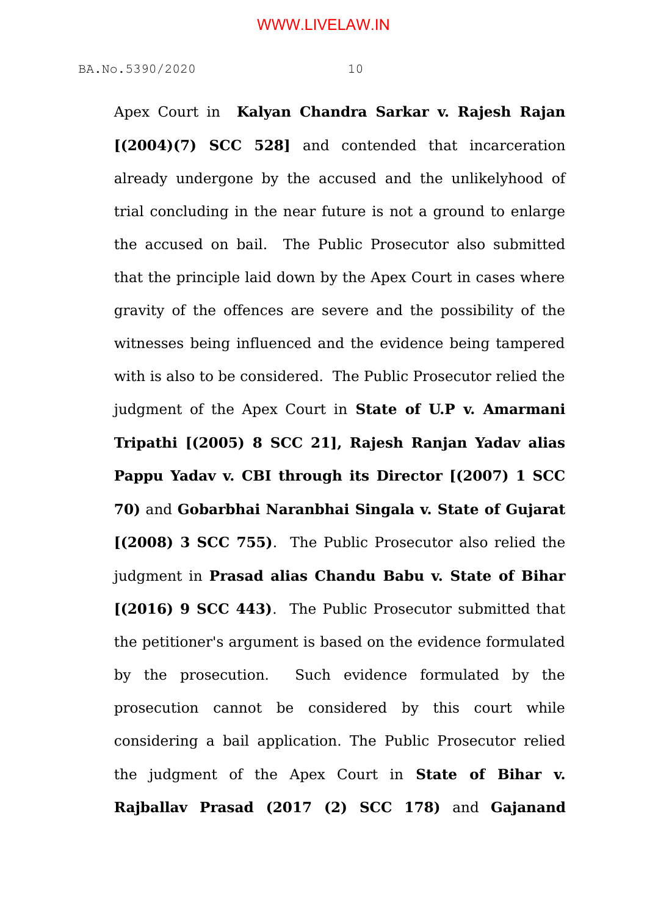Apex Court in **Kalyan Chandra Sarkar v. Rajesh Rajan [(2004)(7) SCC 528]** and contended that incarceration already undergone by the accused and the unlikelyhood of trial concluding in the near future is not a ground to enlarge the accused on bail. The Public Prosecutor also submitted that the principle laid down by the Apex Court in cases where gravity of the offences are severe and the possibility of the witnesses being influenced and the evidence being tampered with is also to be considered. The Public Prosecutor relied the judgment of the Apex Court in **State of U.P v. Amarmani Tripathi [(2005) 8 SCC 21], Rajesh Ranjan Yadav alias Pappu Yadav v. CBI through its Director [(2007) 1 SCC 70)** and **Gobarbhai Naranbhai Singala v. State of Gujarat [(2008) 3 SCC 755)**. The Public Prosecutor also relied the judgment in **Prasad alias Chandu Babu v. State of Bihar [(2016) 9 SCC 443)**. The Public Prosecutor submitted that the petitioner's argument is based on the evidence formulated by the prosecution. Such evidence formulated by the prosecution cannot be considered by this court while considering a bail application. The Public Prosecutor relied the judgment of the Apex Court in **State of Bihar v. Rajballav Prasad (2017 (2) SCC 178)** and **Gajanand**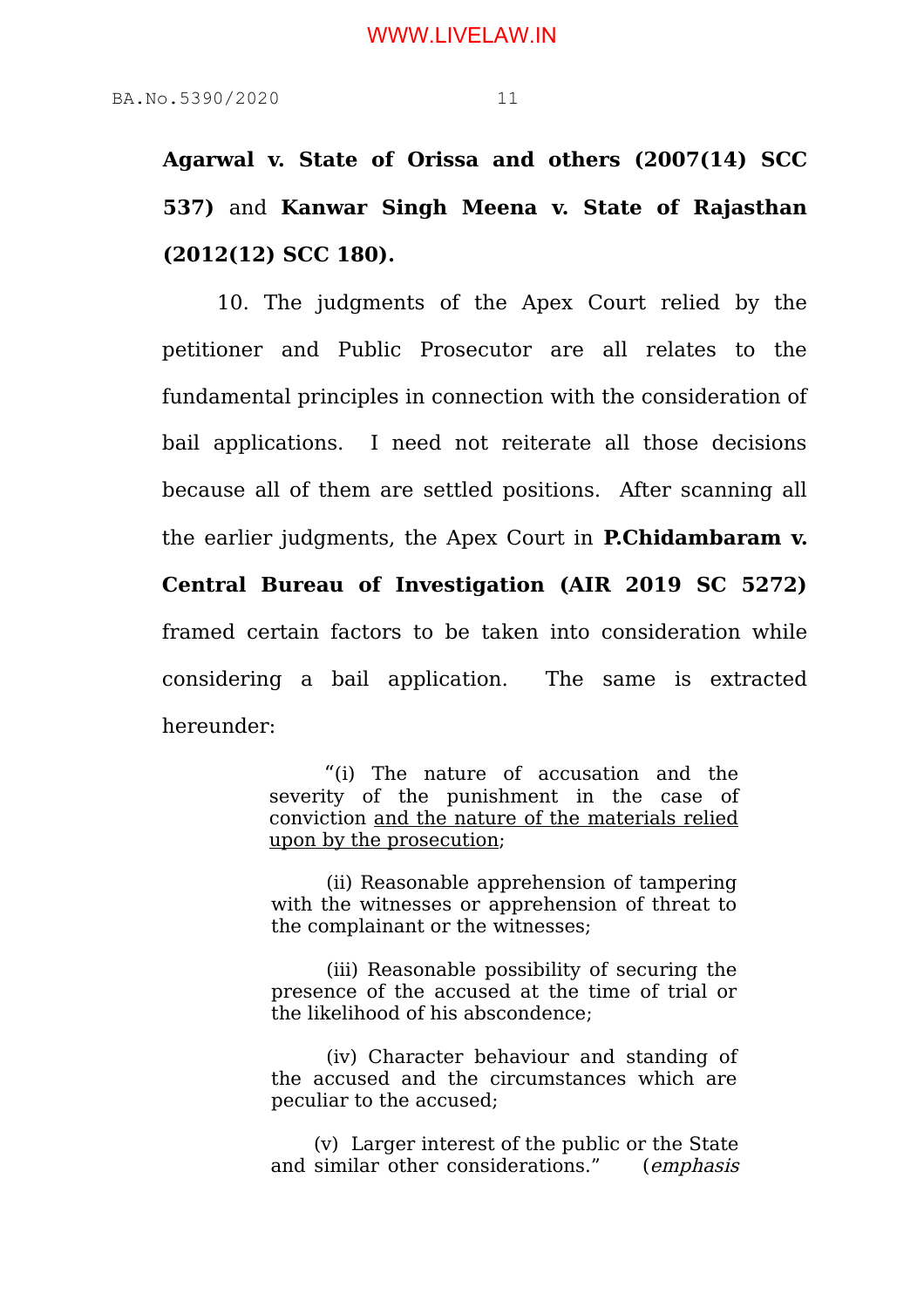**Agarwal v. State of Orissa and others (2007(14) SCC 537)** and **Kanwar Singh Meena v. State of Rajasthan (2012(12) SCC 180).**

10. The judgments of the Apex Court relied by the petitioner and Public Prosecutor are all relates to the fundamental principles in connection with the consideration of bail applications. I need not reiterate all those decisions because all of them are settled positions. After scanning all the earlier judgments, the Apex Court in **P.Chidambaram v. Central Bureau of Investigation (AIR 2019 SC 5272)** framed certain factors to be taken into consideration while considering a bail application. The same is extracted hereunder:

> "(i) The nature of accusation and the severity of the punishment in the case of conviction <u>and the nature of the materials relied upon by the prosecution</u>;
>
> (ii) Reasonable apprehension of tampering with the witnesses or apprehension of threat to the complainant or the witnesses;
>
> (iii) Reasonable possibility of securing the presence of the accused at the time of trial or the likelihood of his abscondence;
>
> (iv) Character behaviour and standing of the accused and the circumstances which are peculiar to the accused;
>
> (v) Larger interest of the public or the State and similar other considerations." (*emphasis*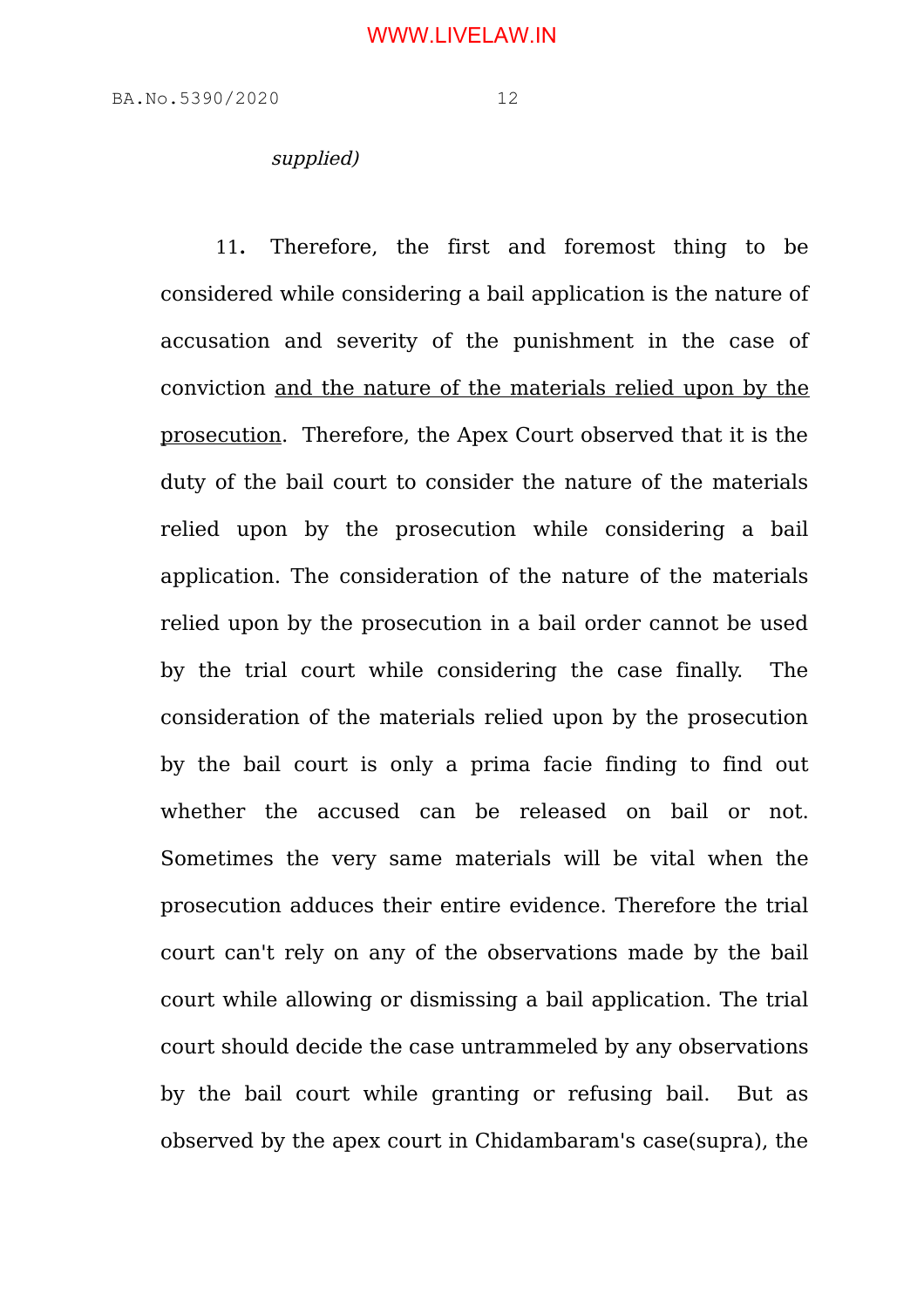*supplied)*

11. Therefore, the first and foremost thing to be considered while considering a bail application is the nature of accusation and severity of the punishment in the case of conviction <u>and the nature of the materials relied upon by the prosecution</u>. Therefore, the Apex Court observed that it is the duty of the bail court to consider the nature of the materials relied upon by the prosecution while considering a bail application. The consideration of the nature of the materials relied upon by the prosecution in a bail order cannot be used by the trial court while considering the case finally. The consideration of the materials relied upon by the prosecution by the bail court is only a prima facie finding to find out whether the accused can be released on bail or not. Sometimes the very same materials will be vital when the prosecution adduces their entire evidence. Therefore the trial court can't rely on any of the observations made by the bail court while allowing or dismissing a bail application. The trial court should decide the case untrammeled by any observations by the bail court while granting or refusing bail. But as observed by the apex court in Chidambaram's case(supra), the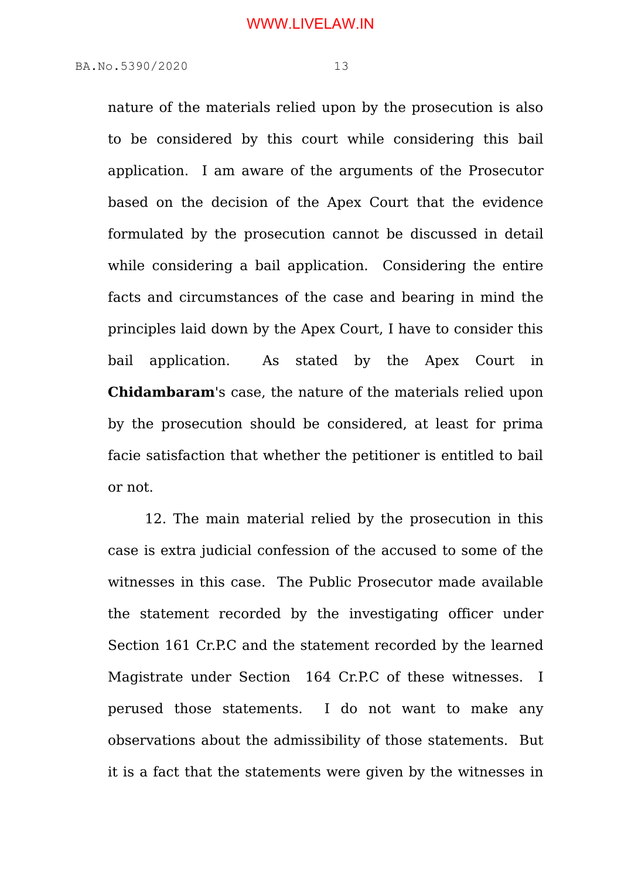nature of the materials relied upon by the prosecution is also to be considered by this court while considering this bail application. I am aware of the arguments of the Prosecutor based on the decision of the Apex Court that the evidence formulated by the prosecution cannot be discussed in detail while considering a bail application. Considering the entire facts and circumstances of the case and bearing in mind the principles laid down by the Apex Court, I have to consider this bail application. As stated by the Apex Court in **Chidambaram**'s case, the nature of the materials relied upon by the prosecution should be considered, at least for prima facie satisfaction that whether the petitioner is entitled to bail or not.

12. The main material relied by the prosecution in this case is extra judicial confession of the accused to some of the witnesses in this case. The Public Prosecutor made available the statement recorded by the investigating officer under Section 161 Cr.P.C and the statement recorded by the learned Magistrate under Section 164 Cr.P.C of these witnesses. I perused those statements. I do not want to make any observations about the admissibility of those statements. But it is a fact that the statements were given by the witnesses in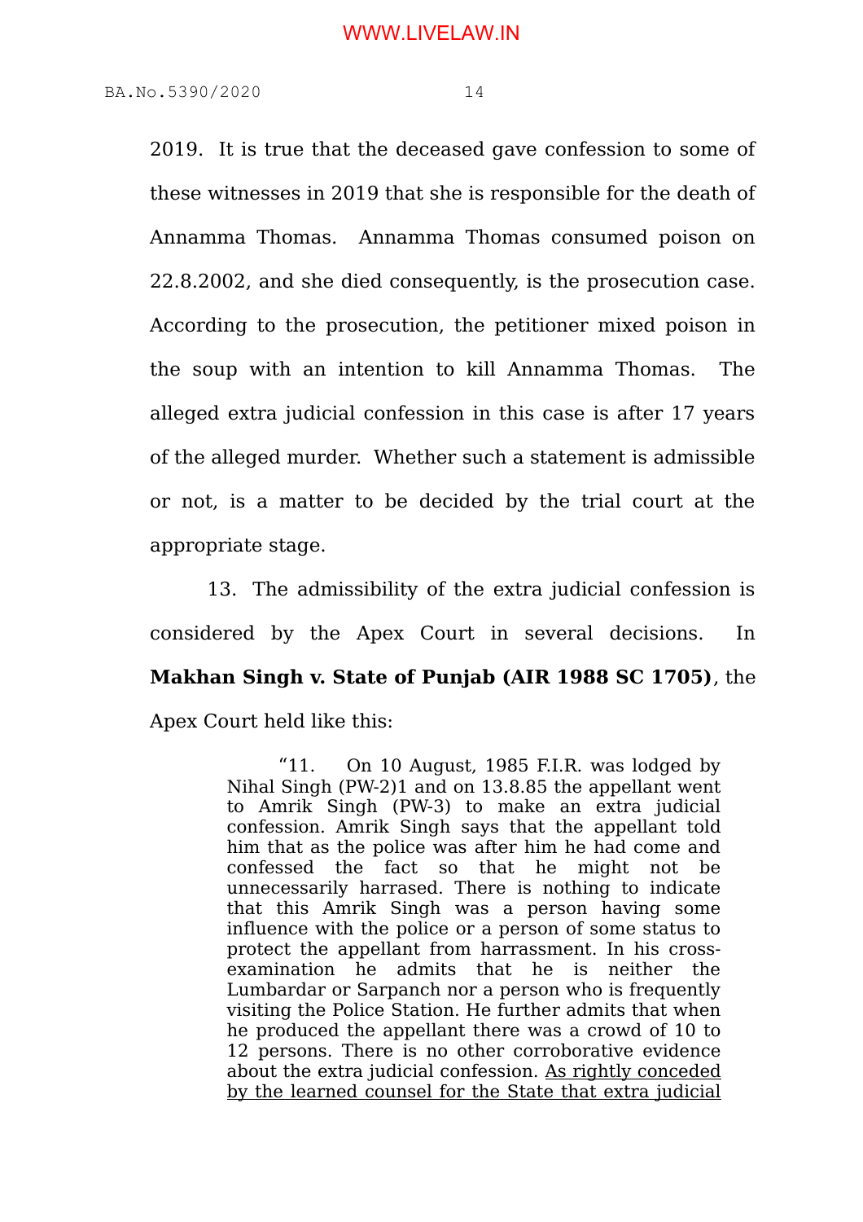2019. It is true that the deceased gave confession to some of these witnesses in 2019 that she is responsible for the death of Annamma Thomas. Annamma Thomas consumed poison on 22.8.2002, and she died consequently, is the prosecution case. According to the prosecution, the petitioner mixed poison in the soup with an intention to kill Annamma Thomas. The alleged extra judicial confession in this case is after 17 years of the alleged murder. Whether such a statement is admissible or not, is a matter to be decided by the trial court at the appropriate stage.

13. The admissibility of the extra judicial confession is considered by the Apex Court in several decisions. In **Makhan Singh v. State of Punjab (AIR 1988 SC 1705)**, the Apex Court held like this:

> "11. On 10 August, 1985 F.I.R. was lodged by Nihal Singh (PW-2)1 and on 13.8.85 the appellant went to Amrik Singh (PW-3) to make an extra judicial confession. Amrik Singh says that the appellant told him that as the police was after him he had come and confessed the fact so that he might not be unnecessarily harrased. There is nothing to indicate that this Amrik Singh was a person having some influence with the police or a person of some status to protect the appellant from harrassment. In his cross-examination he admits that he is neither the Lumbardar or Sarpanch nor a person who is frequently visiting the Police Station. He further admits that when he produced the appellant there was a crowd of 10 to 12 persons. There is no other corroborative evidence about the extra judicial confession. As rightly conceded by the learned counsel for the State that extra judicial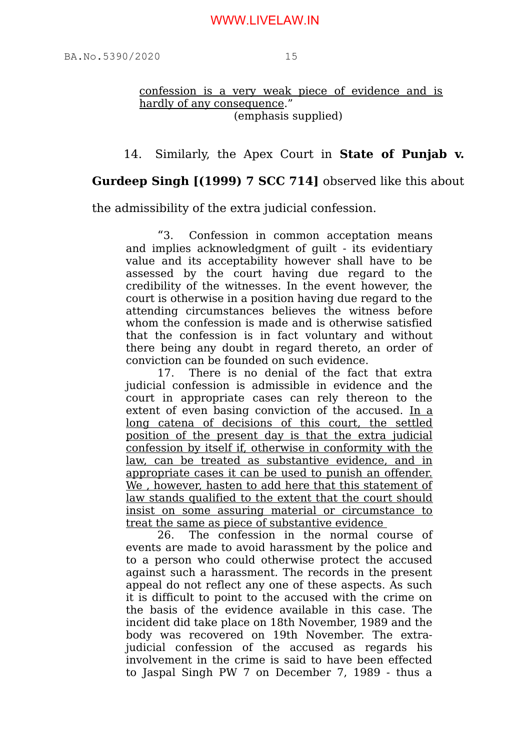<u>confession is a very weak piece of evidence and is hardly of any consequence</u>."

(emphasis supplied)

14. Similarly, the Apex Court in **State of Punjab v. Gurdeep Singh [(1999) 7 SCC 714]** observed like this about the admissibility of the extra judicial confession.

> "3. Confession in common acceptation means and implies acknowledgment of guilt - its evidentiary value and its acceptability however shall have to be assessed by the court having due regard to the credibility of the witnesses. In the event however, the court is otherwise in a position having due regard to the attending circumstances believes the witness before whom the confession is made and is otherwise satisfied that the confession is in fact voluntary and without there being any doubt in regard thereto, an order of conviction can be founded on such evidence.
>
> 17. There is no denial of the fact that extra judicial confession is admissible in evidence and the court in appropriate cases can rely thereon to the extent of even basing conviction of the accused. <u>In a long catena of decisions of this court, the settled position of the present day is that the extra judicial confession by itself if, otherwise in conformity with the law, can be treated as substantive evidence, and in appropriate cases it can be used to punish an offender. We , however, hasten to add here that this statement of law stands qualified to the extent that the court should insist on some assuring material or circumstance to treat the same as piece of substantive evidence</u>
>
> 26. The confession in the normal course of events are made to avoid harassment by the police and to a person who could otherwise protect the accused against such a harassment. The records in the present appeal do not reflect any one of these aspects. As such it is difficult to point to the accused with the crime on the basis of the evidence available in this case. The incident did take place on 18th November, 1989 and the body was recovered on 19th November. The extra-judicial confession of the accused as regards his involvement in the crime is said to have been effected to Jaspal Singh PW 7 on December 7, 1989 - thus a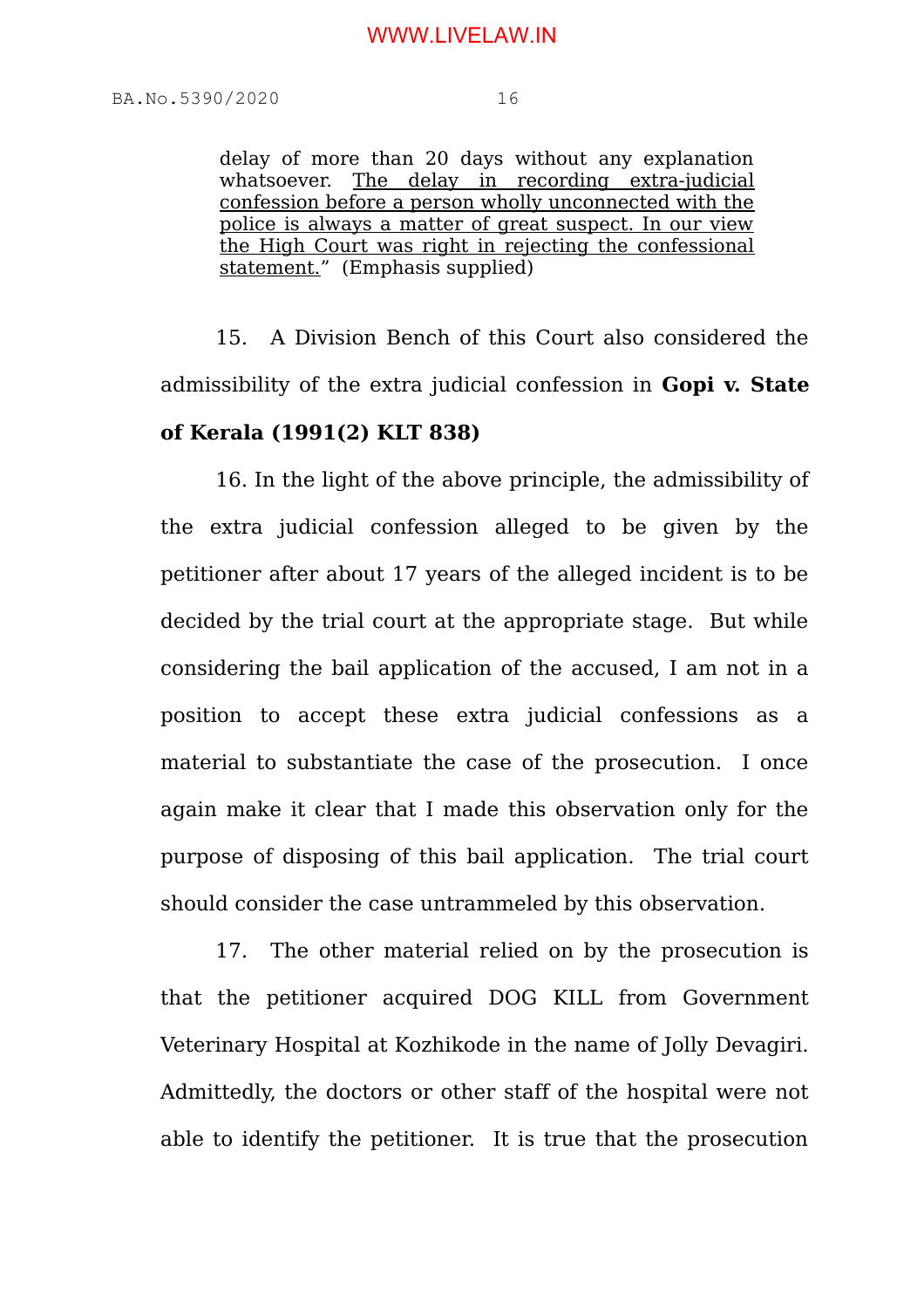> delay of more than 20 days without any explanation whatsoever. The delay in recording extra-judicial confession before a person wholly unconnected with the police is always a matter of great suspect. In our view the High Court was right in rejecting the confessional statement." (Emphasis supplied)

15. A Division Bench of this Court also considered the admissibility of the extra judicial confession in **Gopi v. State of Kerala (1991(2) KLT 838)**

16. In the light of the above principle, the admissibility of the extra judicial confession alleged to be given by the petitioner after about 17 years of the alleged incident is to be decided by the trial court at the appropriate stage. But while considering the bail application of the accused, I am not in a position to accept these extra judicial confessions as a material to substantiate the case of the prosecution. I once again make it clear that I made this observation only for the purpose of disposing of this bail application. The trial court should consider the case untrammeled by this observation.

17. The other material relied on by the prosecution is that the petitioner acquired DOG KILL from Government Veterinary Hospital at Kozhikode in the name of Jolly Devagiri. Admittedly, the doctors or other staff of the hospital were not able to identify the petitioner. It is true that the prosecution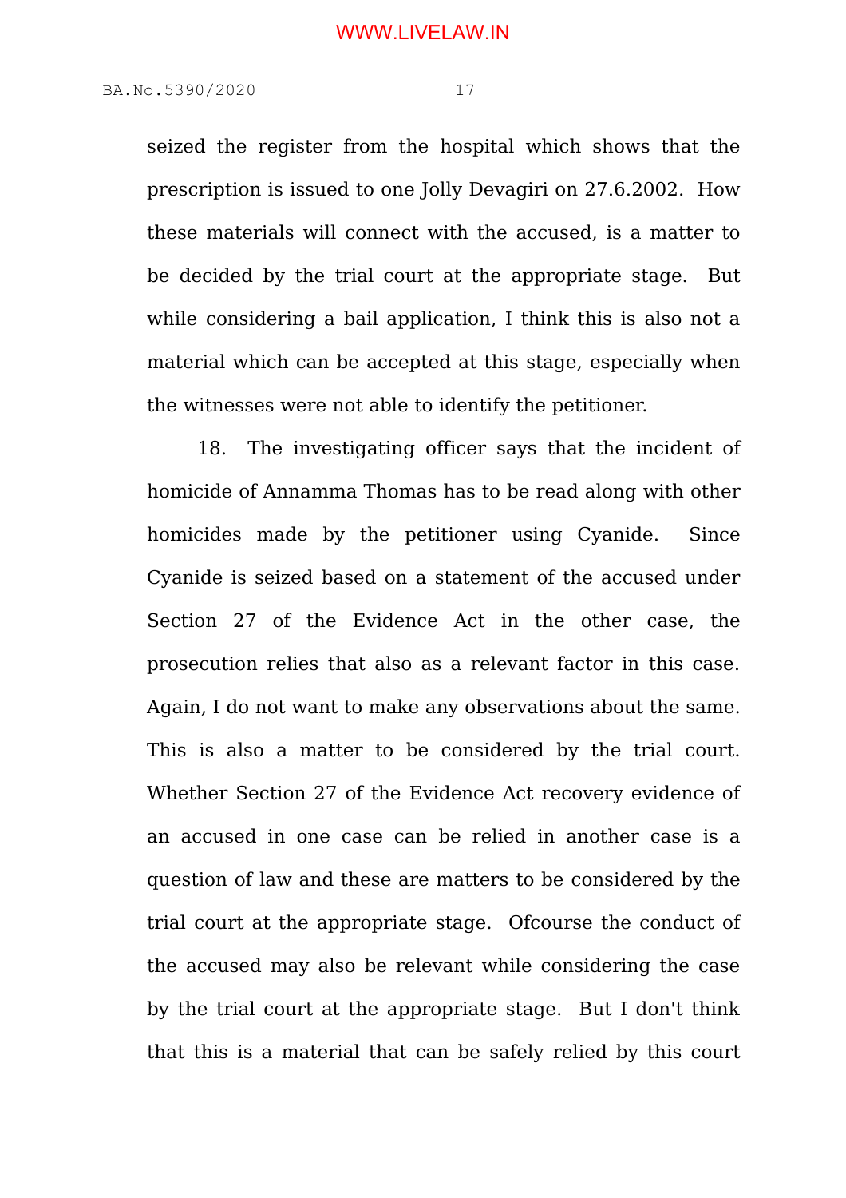seized the register from the hospital which shows that the prescription is issued to one Jolly Devagiri on 27.6.2002. How these materials will connect with the accused, is a matter to be decided by the trial court at the appropriate stage. But while considering a bail application, I think this is also not a material which can be accepted at this stage, especially when the witnesses were not able to identify the petitioner.

18. The investigating officer says that the incident of homicide of Annamma Thomas has to be read along with other homicides made by the petitioner using Cyanide. Since Cyanide is seized based on a statement of the accused under Section 27 of the Evidence Act in the other case, the prosecution relies that also as a relevant factor in this case. Again, I do not want to make any observations about the same. This is also a matter to be considered by the trial court. Whether Section 27 of the Evidence Act recovery evidence of an accused in one case can be relied in another case is a question of law and these are matters to be considered by the trial court at the appropriate stage. Ofcourse the conduct of the accused may also be relevant while considering the case by the trial court at the appropriate stage. But I don't think that this is a material that can be safely relied by this court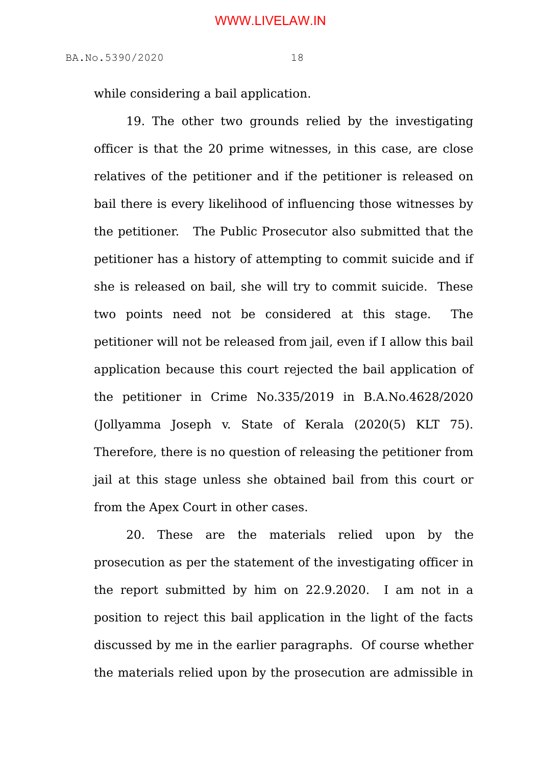while considering a bail application.

19. The other two grounds relied by the investigating officer is that the 20 prime witnesses, in this case, are close relatives of the petitioner and if the petitioner is released on bail there is every likelihood of influencing those witnesses by the petitioner. The Public Prosecutor also submitted that the petitioner has a history of attempting to commit suicide and if she is released on bail, she will try to commit suicide. These two points need not be considered at this stage. The petitioner will not be released from jail, even if I allow this bail application because this court rejected the bail application of the petitioner in Crime No.335/2019 in B.A.No.4628/2020 (Jollyamma Joseph v. State of Kerala (2020(5) KLT 75). Therefore, there is no question of releasing the petitioner from jail at this stage unless she obtained bail from this court or from the Apex Court in other cases.

20. These are the materials relied upon by the prosecution as per the statement of the investigating officer in the report submitted by him on 22.9.2020. I am not in a position to reject this bail application in the light of the facts discussed by me in the earlier paragraphs. Of course whether the materials relied upon by the prosecution are admissible in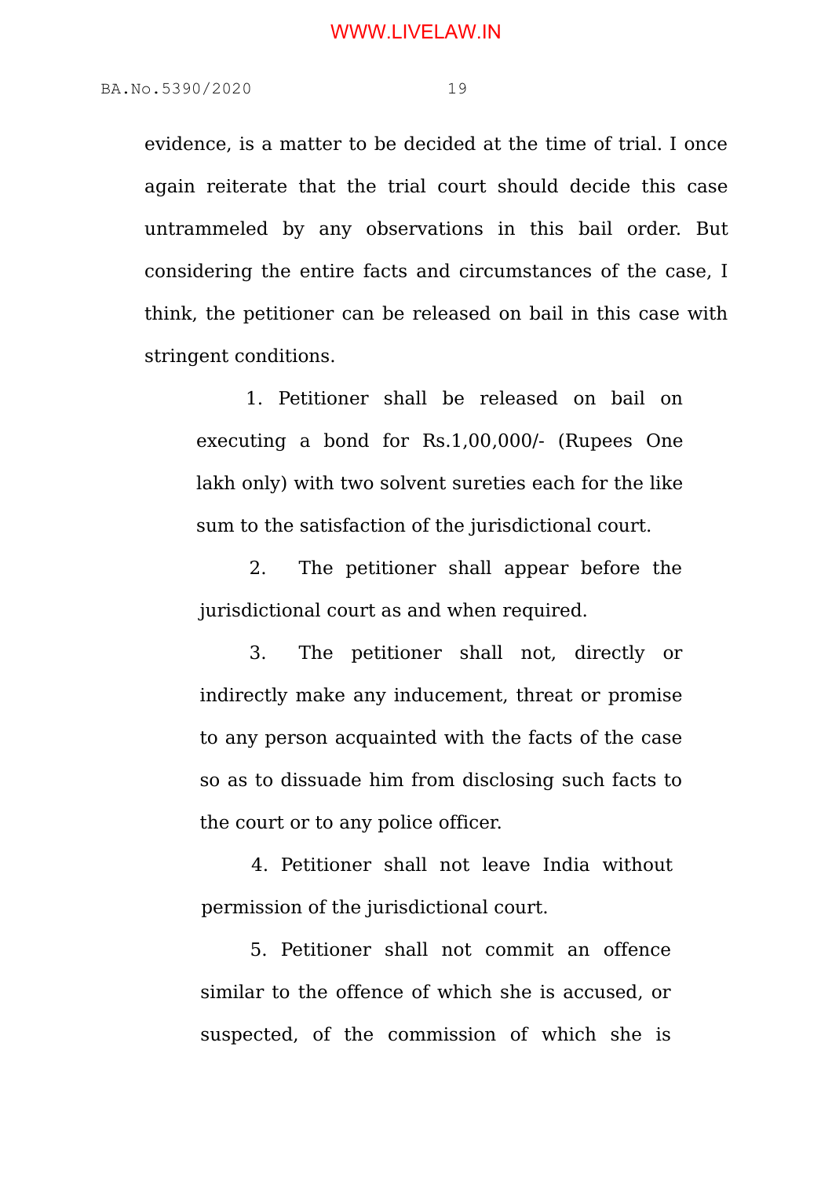evidence, is a matter to be decided at the time of trial. I once again reiterate that the trial court should decide this case untrammeled by any observations in this bail order. But considering the entire facts and circumstances of the case, I think, the petitioner can be released on bail in this case with stringent conditions.

1. Petitioner shall be released on bail on executing a bond for Rs.1,00,000/- (Rupees One lakh only) with two solvent sureties each for the like sum to the satisfaction of the jurisdictional court.

2. The petitioner shall appear before the jurisdictional court as and when required.

3. The petitioner shall not, directly or indirectly make any inducement, threat or promise to any person acquainted with the facts of the case so as to dissuade him from disclosing such facts to the court or to any police officer.

4. Petitioner shall not leave India without permission of the jurisdictional court.

5. Petitioner shall not commit an offence similar to the offence of which she is accused, or suspected, of the commission of which she is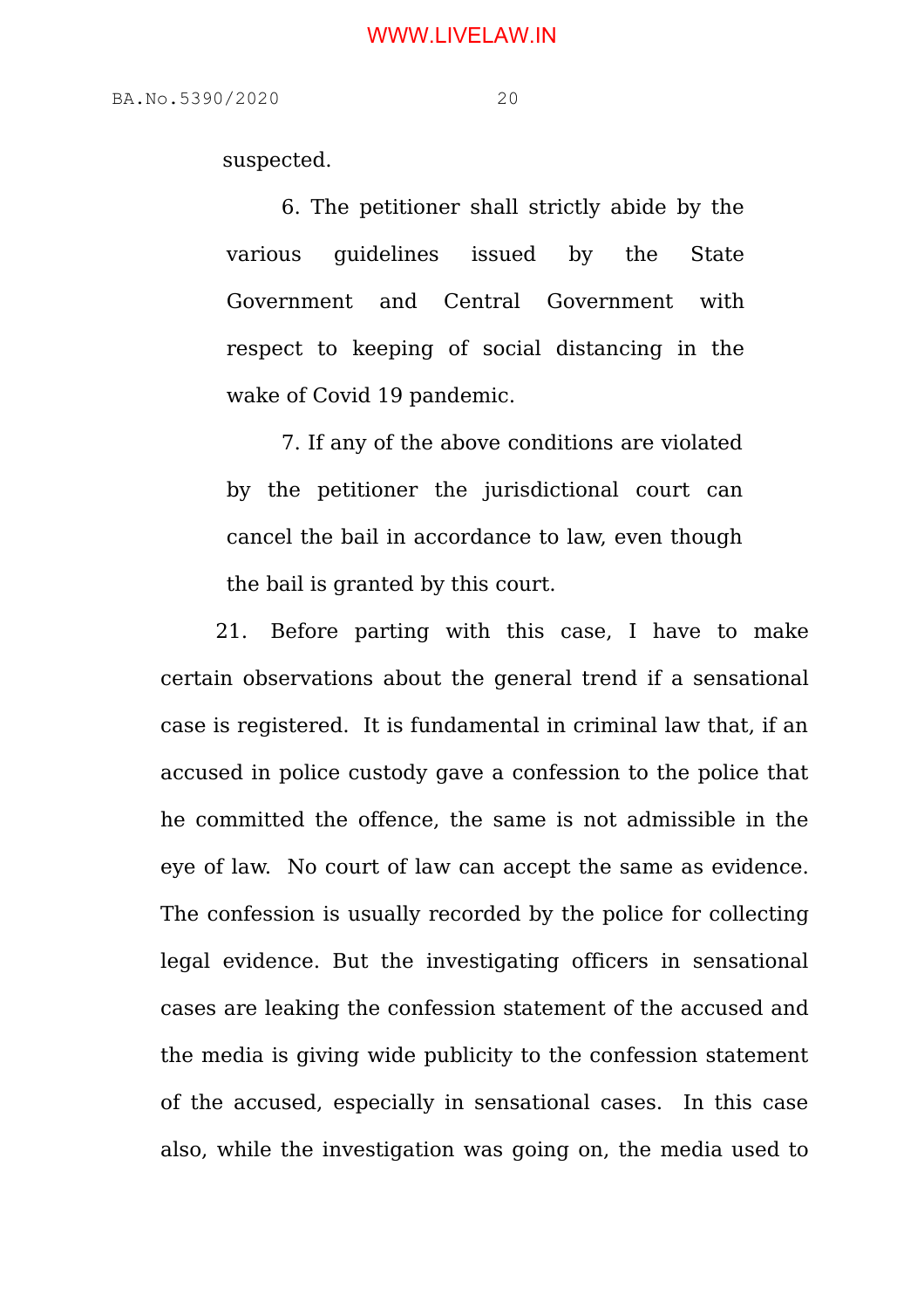suspected.

6. The petitioner shall strictly abide by the various guidelines issued by the State Government and Central Government with respect to keeping of social distancing in the wake of Covid 19 pandemic.

7. If any of the above conditions are violated by the petitioner the jurisdictional court can cancel the bail in accordance to law, even though the bail is granted by this court.

21. Before parting with this case, I have to make certain observations about the general trend if a sensational case is registered. It is fundamental in criminal law that, if an accused in police custody gave a confession to the police that he committed the offence, the same is not admissible in the eye of law. No court of law can accept the same as evidence. The confession is usually recorded by the police for collecting legal evidence. But the investigating officers in sensational cases are leaking the confession statement of the accused and the media is giving wide publicity to the confession statement of the accused, especially in sensational cases. In this case also, while the investigation was going on, the media used to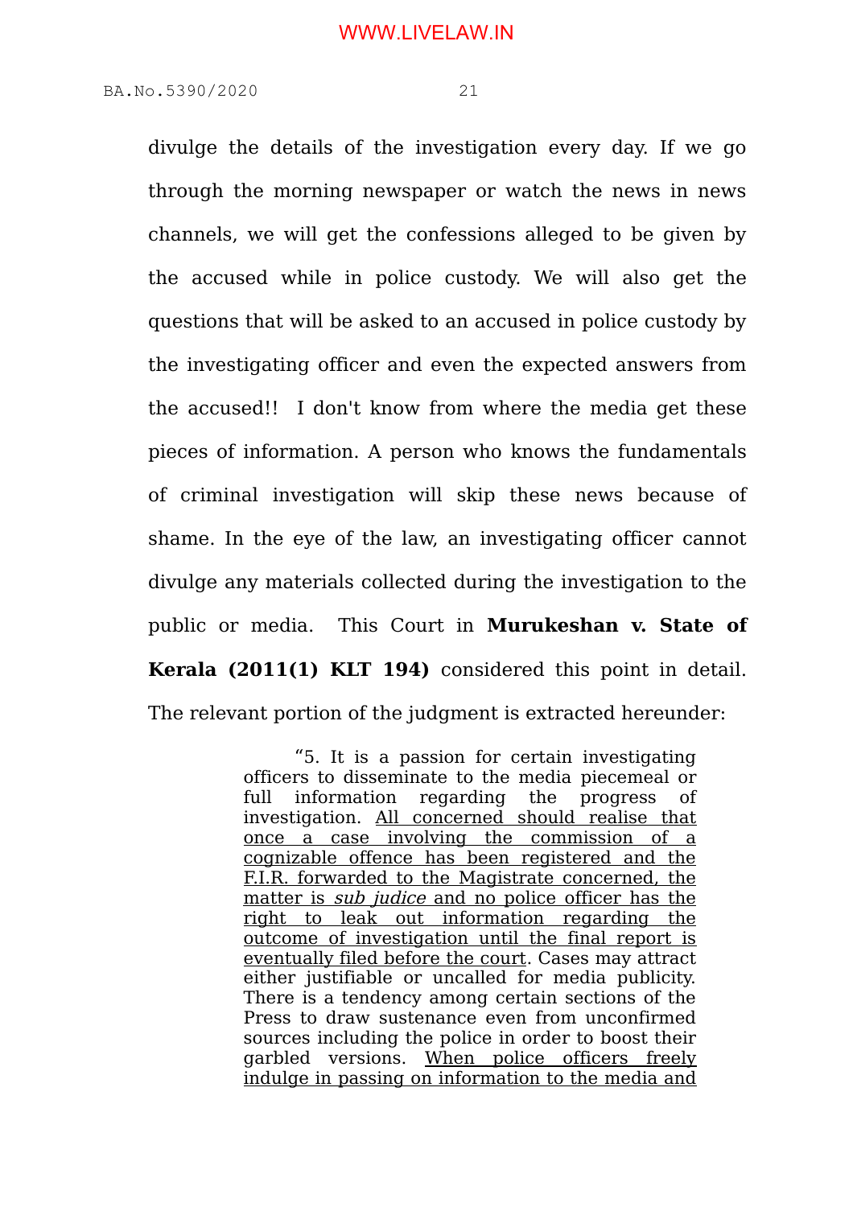divulge the details of the investigation every day. If we go through the morning newspaper or watch the news in news channels, we will get the confessions alleged to be given by the accused while in police custody. We will also get the questions that will be asked to an accused in police custody by the investigating officer and even the expected answers from the accused!! I don't know from where the media get these pieces of information. A person who knows the fundamentals of criminal investigation will skip these news because of shame. In the eye of the law, an investigating officer cannot divulge any materials collected during the investigation to the public or media. This Court in **Murukeshan v. State of Kerala (2011(1) KLT 194)** considered this point in detail. The relevant portion of the judgment is extracted hereunder:

> "5. It is a passion for certain investigating officers to disseminate to the media piecemeal or full information regarding the progress of investigation. <u>All concerned should realise that once a case involving the commission of a cognizable offence has been registered and the F.I.R. forwarded to the Magistrate concerned, the matter is *sub judice* and no police officer has the right to leak out information regarding the outcome of investigation until the final report is eventually filed before the court</u>. Cases may attract either justifiable or uncalled for media publicity. There is a tendency among certain sections of the Press to draw sustenance even from unconfirmed sources including the police in order to boost their garbled versions. <u>When police officers freely indulge in passing on information to the media and</u>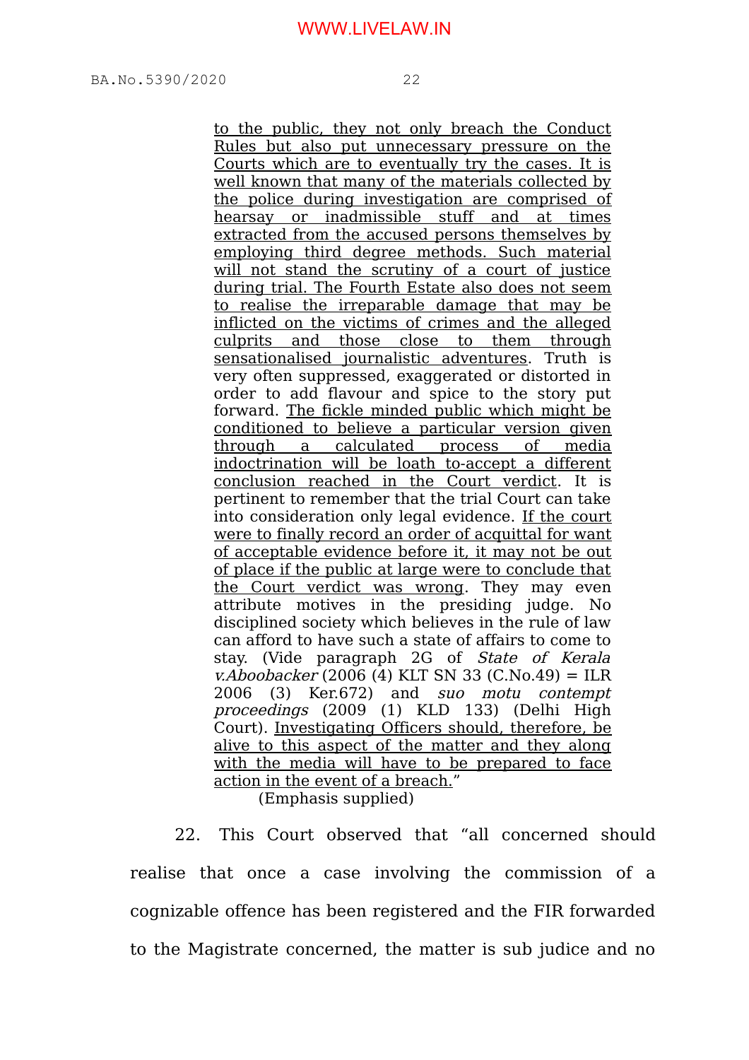> to the public, they not only breach the Conduct Rules but also put unnecessary pressure on the Courts which are to eventually try the cases. It is well known that many of the materials collected by the police during investigation are comprised of hearsay or inadmissible stuff and at times extracted from the accused persons themselves by employing third degree methods. Such material will not stand the scrutiny of a court of justice during trial. The Fourth Estate also does not seem to realise the irreparable damage that may be inflicted on the victims of crimes and the alleged culprits and those close to them through sensationalised journalistic adventures. Truth is very often suppressed, exaggerated or distorted in order to add flavour and spice to the story put forward. The fickle minded public which might be conditioned to believe a particular version given through a calculated process of media indoctrination will be loath to-accept a different conclusion reached in the Court verdict. It is pertinent to remember that the trial Court can take into consideration only legal evidence. If the court were to finally record an order of acquittal for want of acceptable evidence before it, it may not be out of place if the public at large were to conclude that the Court verdict was wrong. They may even attribute motives in the presiding judge. No disciplined society which believes in the rule of law can afford to have such a state of affairs to come to stay. (Vide paragraph 2G of *State of Kerala v.Aboobacker* (2006 (4) KLT SN 33 (C.No.49) = ILR 2006 (3) Ker.672) and *suo motu contempt proceedings* (2009 (1) KLD 133) (Delhi High Court). Investigating Officers should, therefore, be alive to this aspect of the matter and they along with the media will have to be prepared to face action in the event of a breach."
>
> (Emphasis supplied)

22. This Court observed that "all concerned should realise that once a case involving the commission of a cognizable offence has been registered and the FIR forwarded to the Magistrate concerned, the matter is sub judice and no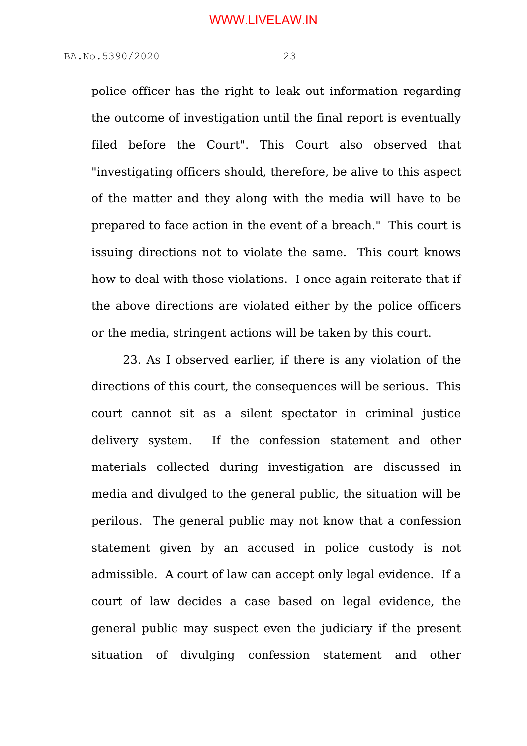police officer has the right to leak out information regarding the outcome of investigation until the final report is eventually filed before the Court". This Court also observed that "investigating officers should, therefore, be alive to this aspect of the matter and they along with the media will have to be prepared to face action in the event of a breach." This court is issuing directions not to violate the same. This court knows how to deal with those violations. I once again reiterate that if the above directions are violated either by the police officers or the media, stringent actions will be taken by this court.

23. As I observed earlier, if there is any violation of the directions of this court, the consequences will be serious. This court cannot sit as a silent spectator in criminal justice delivery system. If the confession statement and other materials collected during investigation are discussed in media and divulged to the general public, the situation will be perilous. The general public may not know that a confession statement given by an accused in police custody is not admissible. A court of law can accept only legal evidence. If a court of law decides a case based on legal evidence, the general public may suspect even the judiciary if the present situation of divulging confession statement and other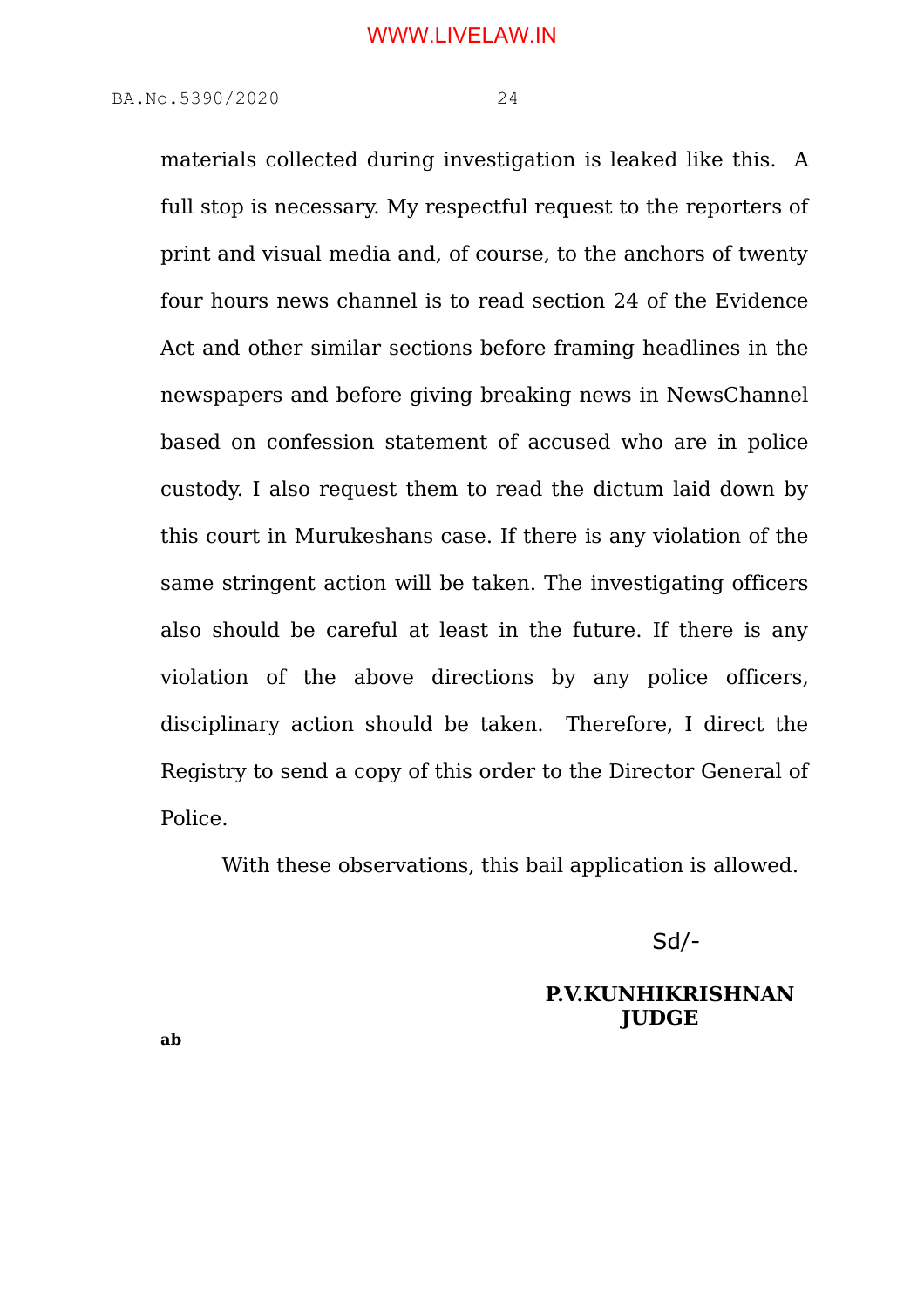materials collected during investigation is leaked like this. A full stop is necessary. My respectful request to the reporters of print and visual media and, of course, to the anchors of twenty four hours news channel is to read section 24 of the Evidence Act and other similar sections before framing headlines in the newspapers and before giving breaking news in NewsChannel based on confession statement of accused who are in police custody. I also request them to read the dictum laid down by this court in Murukeshans case. If there is any violation of the same stringent action will be taken. The investigating officers also should be careful at least in the future. If there is any violation of the above directions by any police officers, disciplinary action should be taken. Therefore, I direct the Registry to send a copy of this order to the Director General of Police.

With these observations, this bail application is allowed.

Sd/-

**P.V.KUNHIKRISHNAN**
**JUDGE**

**ab**